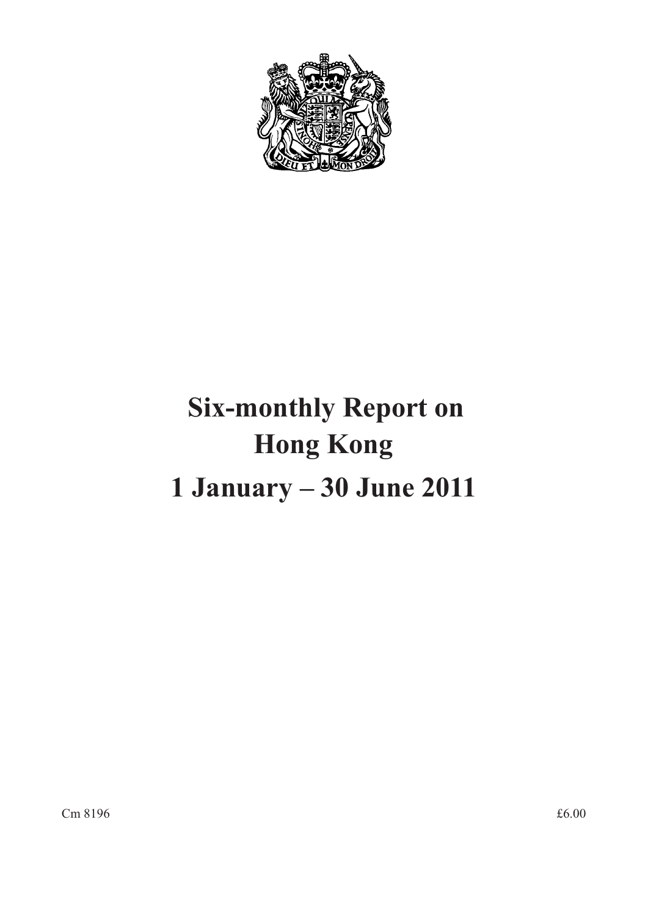# Six-monthly Report on Hong Kong

# 1 January – 30 June 2011

Cm 8196

£6.00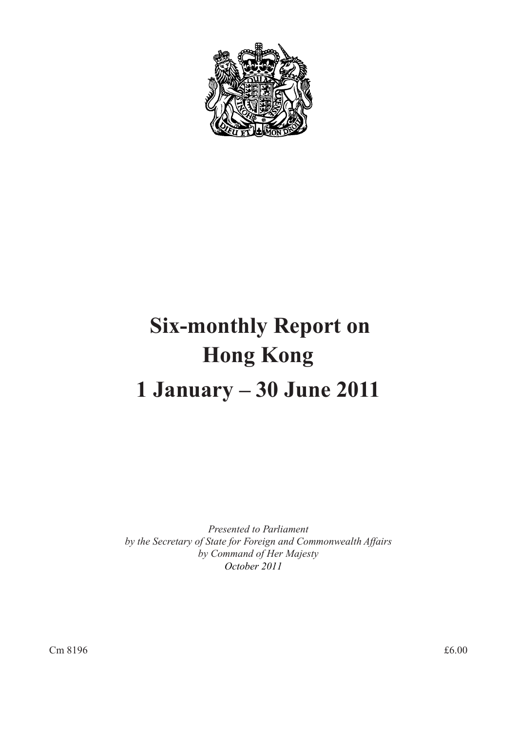# Six-monthly Report on Hong Kong

# 1 January – 30 June 2011

*Presented to Parliament*
*by the Secretary of State for Foreign and Commonwealth Affairs*
*by Command of Her Majesty*
*October 2011*

Cm 8196 £6.00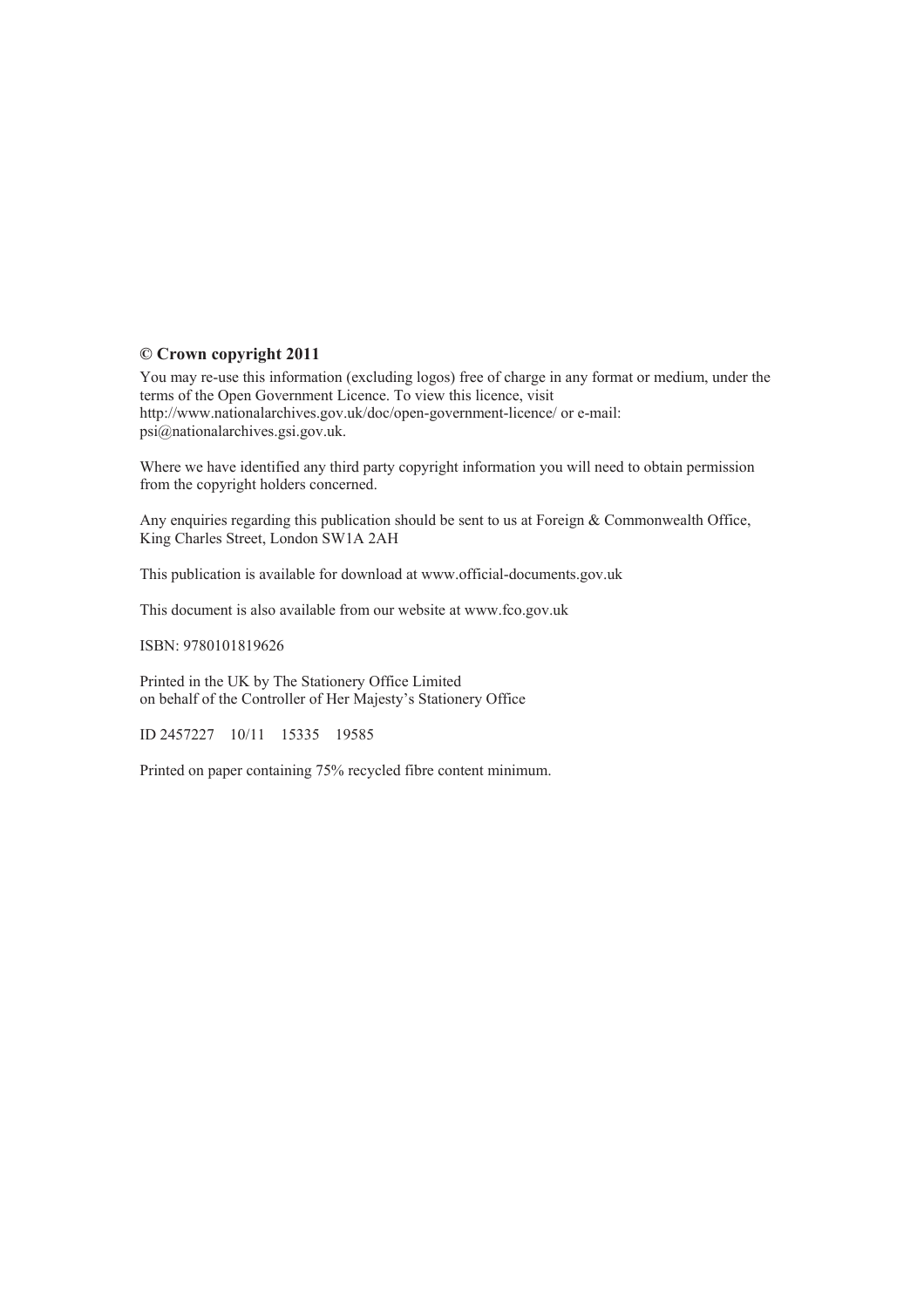**© Crown copyright 2011**

You may re-use this information (excluding logos) free of charge in any format or medium, under the terms of the Open Government Licence. To view this licence, visit http://www.nationalarchives.gov.uk/doc/open-government-licence/ or e-mail: psi@nationalarchives.gsi.gov.uk.

Where we have identified any third party copyright information you will need to obtain permission from the copyright holders concerned.

Any enquiries regarding this publication should be sent to us at Foreign & Commonwealth Office, King Charles Street, London SW1A 2AH

This publication is available for download at www.official-documents.gov.uk

This document is also available from our website at www.fco.gov.uk

ISBN: 9780101819626

Printed in the UK by The Stationery Office Limited
on behalf of the Controller of Her Majesty's Stationery Office

ID 2457227 10/11 15335 19585

Printed on paper containing 75% recycled fibre content minimum.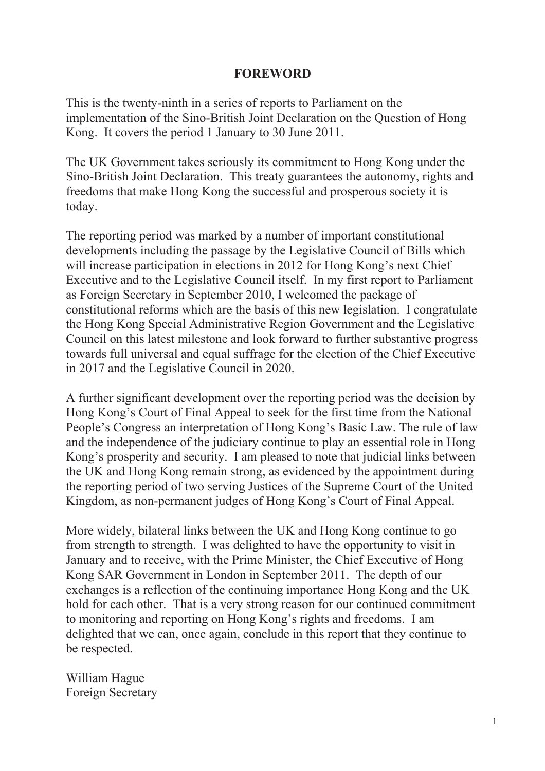# FOREWORD

This is the twenty-ninth in a series of reports to Parliament on the implementation of the Sino-British Joint Declaration on the Question of Hong Kong. It covers the period 1 January to 30 June 2011.

The UK Government takes seriously its commitment to Hong Kong under the Sino-British Joint Declaration. This treaty guarantees the autonomy, rights and freedoms that make Hong Kong the successful and prosperous society it is today.

The reporting period was marked by a number of important constitutional developments including the passage by the Legislative Council of Bills which will increase participation in elections in 2012 for Hong Kong's next Chief Executive and to the Legislative Council itself. In my first report to Parliament as Foreign Secretary in September 2010, I welcomed the package of constitutional reforms which are the basis of this new legislation. I congratulate the Hong Kong Special Administrative Region Government and the Legislative Council on this latest milestone and look forward to further substantive progress towards full universal and equal suffrage for the election of the Chief Executive in 2017 and the Legislative Council in 2020.

A further significant development over the reporting period was the decision by Hong Kong's Court of Final Appeal to seek for the first time from the National People's Congress an interpretation of Hong Kong's Basic Law. The rule of law and the independence of the judiciary continue to play an essential role in Hong Kong's prosperity and security. I am pleased to note that judicial links between the UK and Hong Kong remain strong, as evidenced by the appointment during the reporting period of two serving Justices of the Supreme Court of the United Kingdom, as non-permanent judges of Hong Kong's Court of Final Appeal.

More widely, bilateral links between the UK and Hong Kong continue to go from strength to strength. I was delighted to have the opportunity to visit in January and to receive, with the Prime Minister, the Chief Executive of Hong Kong SAR Government in London in September 2011. The depth of our exchanges is a reflection of the continuing importance Hong Kong and the UK hold for each other. That is a very strong reason for our continued commitment to monitoring and reporting on Hong Kong's rights and freedoms. I am delighted that we can, once again, conclude in this report that they continue to be respected.

William Hague
Foreign Secretary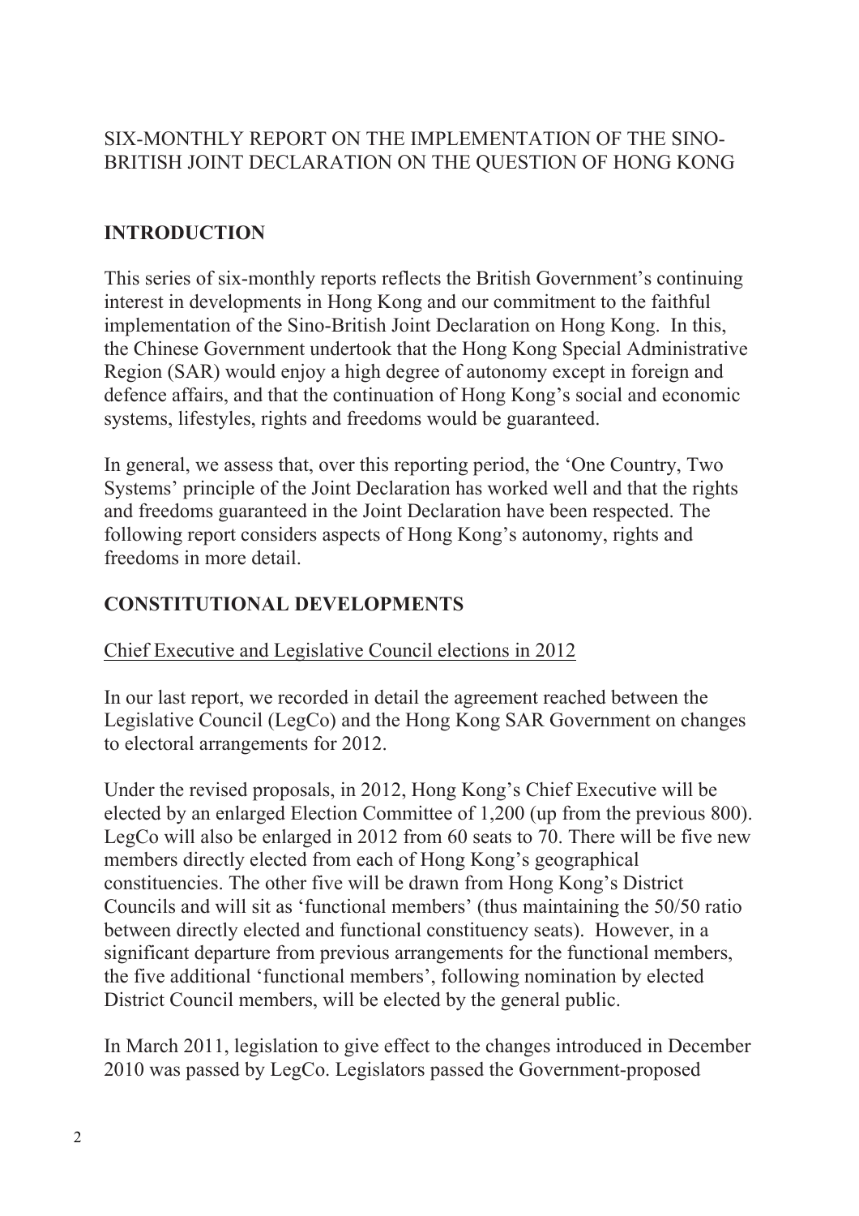SIX-MONTHLY REPORT ON THE IMPLEMENTATION OF THE SINO-BRITISH JOINT DECLARATION ON THE QUESTION OF HONG KONG

## INTRODUCTION

This series of six-monthly reports reflects the British Government's continuing interest in developments in Hong Kong and our commitment to the faithful implementation of the Sino-British Joint Declaration on Hong Kong. In this, the Chinese Government undertook that the Hong Kong Special Administrative Region (SAR) would enjoy a high degree of autonomy except in foreign and defence affairs, and that the continuation of Hong Kong's social and economic systems, lifestyles, rights and freedoms would be guaranteed.

In general, we assess that, over this reporting period, the 'One Country, Two Systems' principle of the Joint Declaration has worked well and that the rights and freedoms guaranteed in the Joint Declaration have been respected. The following report considers aspects of Hong Kong's autonomy, rights and freedoms in more detail.

## CONSTITUTIONAL DEVELOPMENTS

### Chief Executive and Legislative Council elections in 2012

In our last report, we recorded in detail the agreement reached between the Legislative Council (LegCo) and the Hong Kong SAR Government on changes to electoral arrangements for 2012.

Under the revised proposals, in 2012, Hong Kong's Chief Executive will be elected by an enlarged Election Committee of 1,200 (up from the previous 800). LegCo will also be enlarged in 2012 from 60 seats to 70. There will be five new members directly elected from each of Hong Kong's geographical constituencies. The other five will be drawn from Hong Kong's District Councils and will sit as 'functional members' (thus maintaining the 50/50 ratio between directly elected and functional constituency seats). However, in a significant departure from previous arrangements for the functional members, the five additional 'functional members', following nomination by elected District Council members, will be elected by the general public.

In March 2011, legislation to give effect to the changes introduced in December 2010 was passed by LegCo. Legislators passed the Government-proposed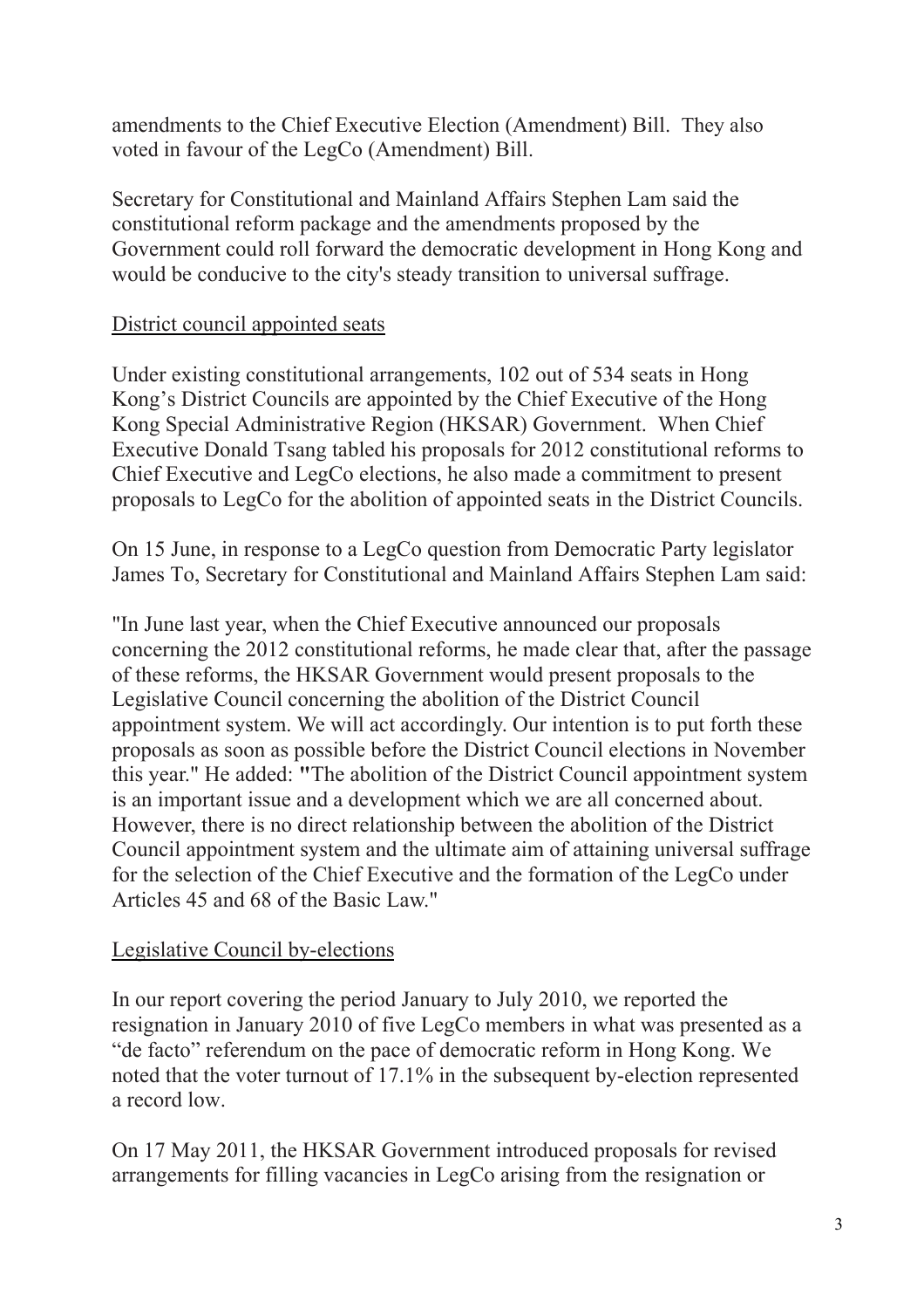amendments to the Chief Executive Election (Amendment) Bill. They also voted in favour of the LegCo (Amendment) Bill.

Secretary for Constitutional and Mainland Affairs Stephen Lam said the constitutional reform package and the amendments proposed by the Government could roll forward the democratic development in Hong Kong and would be conducive to the city's steady transition to universal suffrage.

### District council appointed seats

Under existing constitutional arrangements, 102 out of 534 seats in Hong Kong's District Councils are appointed by the Chief Executive of the Hong Kong Special Administrative Region (HKSAR) Government. When Chief Executive Donald Tsang tabled his proposals for 2012 constitutional reforms to Chief Executive and LegCo elections, he also made a commitment to present proposals to LegCo for the abolition of appointed seats in the District Councils.

On 15 June, in response to a LegCo question from Democratic Party legislator James To, Secretary for Constitutional and Mainland Affairs Stephen Lam said:

"In June last year, when the Chief Executive announced our proposals concerning the 2012 constitutional reforms, he made clear that, after the passage of these reforms, the HKSAR Government would present proposals to the Legislative Council concerning the abolition of the District Council appointment system. We will act accordingly. Our intention is to put forth these proposals as soon as possible before the District Council elections in November this year." He added: "The abolition of the District Council appointment system is an important issue and a development which we are all concerned about. However, there is no direct relationship between the abolition of the District Council appointment system and the ultimate aim of attaining universal suffrage for the selection of the Chief Executive and the formation of the LegCo under Articles 45 and 68 of the Basic Law."

### Legislative Council by-elections

In our report covering the period January to July 2010, we reported the resignation in January 2010 of five LegCo members in what was presented as a "de facto" referendum on the pace of democratic reform in Hong Kong. We noted that the voter turnout of 17.1% in the subsequent by-election represented a record low.

On 17 May 2011, the HKSAR Government introduced proposals for revised arrangements for filling vacancies in LegCo arising from the resignation or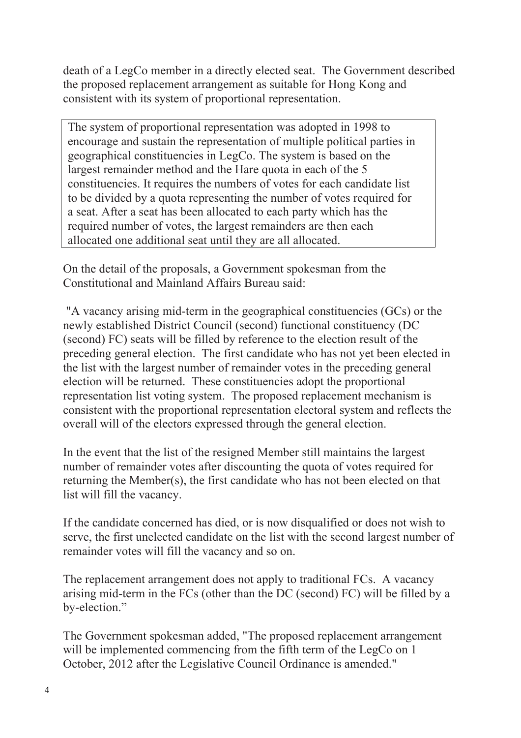death of a LegCo member in a directly elected seat. The Government described the proposed replacement arrangement as suitable for Hong Kong and consistent with its system of proportional representation.

> The system of proportional representation was adopted in 1998 to encourage and sustain the representation of multiple political parties in geographical constituencies in LegCo. The system is based on the largest remainder method and the Hare quota in each of the 5 constituencies. It requires the numbers of votes for each candidate list to be divided by a quota representing the number of votes required for a seat. After a seat has been allocated to each party which has the required number of votes, the largest remainders are then each allocated one additional seat until they are all allocated.

On the detail of the proposals, a Government spokesman from the Constitutional and Mainland Affairs Bureau said:

"A vacancy arising mid-term in the geographical constituencies (GCs) or the newly established District Council (second) functional constituency (DC (second) FC) seats will be filled by reference to the election result of the preceding general election. The first candidate who has not yet been elected in the list with the largest number of remainder votes in the preceding general election will be returned. These constituencies adopt the proportional representation list voting system. The proposed replacement mechanism is consistent with the proportional representation electoral system and reflects the overall will of the electors expressed through the general election.

In the event that the list of the resigned Member still maintains the largest number of remainder votes after discounting the quota of votes required for returning the Member(s), the first candidate who has not been elected on that list will fill the vacancy.

If the candidate concerned has died, or is now disqualified or does not wish to serve, the first unelected candidate on the list with the second largest number of remainder votes will fill the vacancy and so on.

The replacement arrangement does not apply to traditional FCs. A vacancy arising mid-term in the FCs (other than the DC (second) FC) will be filled by a by-election."

The Government spokesman added, "The proposed replacement arrangement will be implemented commencing from the fifth term of the LegCo on 1 October, 2012 after the Legislative Council Ordinance is amended."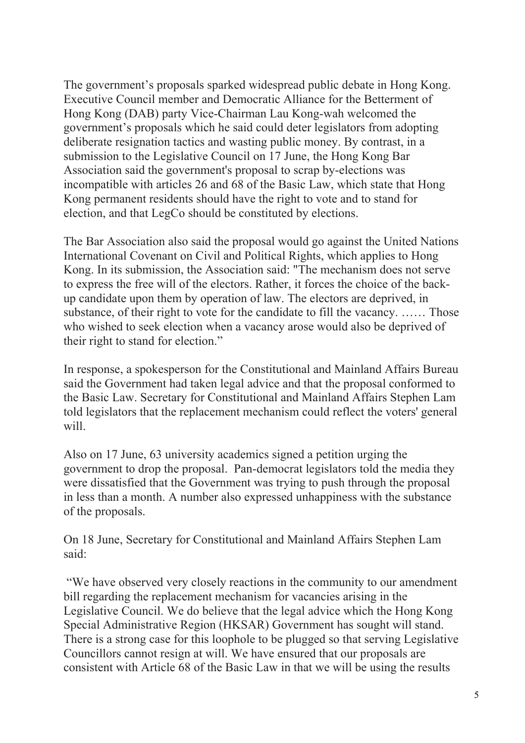The government's proposals sparked widespread public debate in Hong Kong. Executive Council member and Democratic Alliance for the Betterment of Hong Kong (DAB) party Vice-Chairman Lau Kong-wah welcomed the government's proposals which he said could deter legislators from adopting deliberate resignation tactics and wasting public money. By contrast, in a submission to the Legislative Council on 17 June, the Hong Kong Bar Association said the government's proposal to scrap by-elections was incompatible with articles 26 and 68 of the Basic Law, which state that Hong Kong permanent residents should have the right to vote and to stand for election, and that LegCo should be constituted by elections.

The Bar Association also said the proposal would go against the United Nations International Covenant on Civil and Political Rights, which applies to Hong Kong. In its submission, the Association said: "The mechanism does not serve to express the free will of the electors. Rather, it forces the choice of the back-up candidate upon them by operation of law. The electors are deprived, in substance, of their right to vote for the candidate to fill the vacancy. …… Those who wished to seek election when a vacancy arose would also be deprived of their right to stand for election."

In response, a spokesperson for the Constitutional and Mainland Affairs Bureau said the Government had taken legal advice and that the proposal conformed to the Basic Law. Secretary for Constitutional and Mainland Affairs Stephen Lam told legislators that the replacement mechanism could reflect the voters' general will.

Also on 17 June, 63 university academics signed a petition urging the government to drop the proposal. Pan-democrat legislators told the media they were dissatisfied that the Government was trying to push through the proposal in less than a month. A number also expressed unhappiness with the substance of the proposals.

On 18 June, Secretary for Constitutional and Mainland Affairs Stephen Lam said:

"We have observed very closely reactions in the community to our amendment bill regarding the replacement mechanism for vacancies arising in the Legislative Council. We do believe that the legal advice which the Hong Kong Special Administrative Region (HKSAR) Government has sought will stand. There is a strong case for this loophole to be plugged so that serving Legislative Councillors cannot resign at will. We have ensured that our proposals are consistent with Article 68 of the Basic Law in that we will be using the results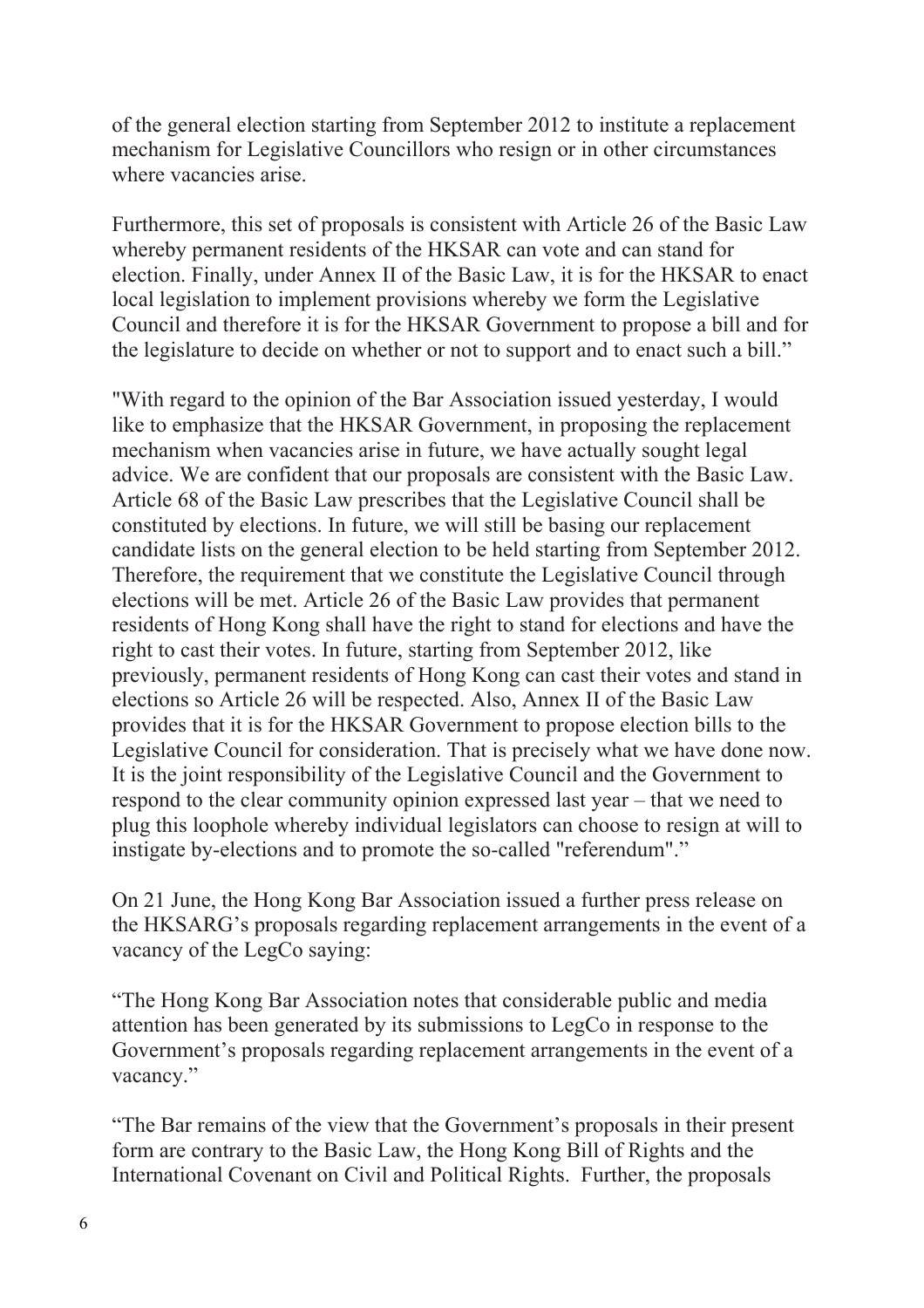of the general election starting from September 2012 to institute a replacement mechanism for Legislative Councillors who resign or in other circumstances where vacancies arise.

Furthermore, this set of proposals is consistent with Article 26 of the Basic Law whereby permanent residents of the HKSAR can vote and can stand for election. Finally, under Annex II of the Basic Law, it is for the HKSAR to enact local legislation to implement provisions whereby we form the Legislative Council and therefore it is for the HKSAR Government to propose a bill and for the legislature to decide on whether or not to support and to enact such a bill."

"With regard to the opinion of the Bar Association issued yesterday, I would like to emphasize that the HKSAR Government, in proposing the replacement mechanism when vacancies arise in future, we have actually sought legal advice. We are confident that our proposals are consistent with the Basic Law. Article 68 of the Basic Law prescribes that the Legislative Council shall be constituted by elections. In future, we will still be basing our replacement candidate lists on the general election to be held starting from September 2012. Therefore, the requirement that we constitute the Legislative Council through elections will be met. Article 26 of the Basic Law provides that permanent residents of Hong Kong shall have the right to stand for elections and have the right to cast their votes. In future, starting from September 2012, like previously, permanent residents of Hong Kong can cast their votes and stand in elections so Article 26 will be respected. Also, Annex II of the Basic Law provides that it is for the HKSAR Government to propose election bills to the Legislative Council for consideration. That is precisely what we have done now. It is the joint responsibility of the Legislative Council and the Government to respond to the clear community opinion expressed last year – that we need to plug this loophole whereby individual legislators can choose to resign at will to instigate by-elections and to promote the so-called "referendum"."

On 21 June, the Hong Kong Bar Association issued a further press release on the HKSARG's proposals regarding replacement arrangements in the event of a vacancy of the LegCo saying:

"The Hong Kong Bar Association notes that considerable public and media attention has been generated by its submissions to LegCo in response to the Government's proposals regarding replacement arrangements in the event of a vacancy."

"The Bar remains of the view that the Government's proposals in their present form are contrary to the Basic Law, the Hong Kong Bill of Rights and the International Covenant on Civil and Political Rights. Further, the proposals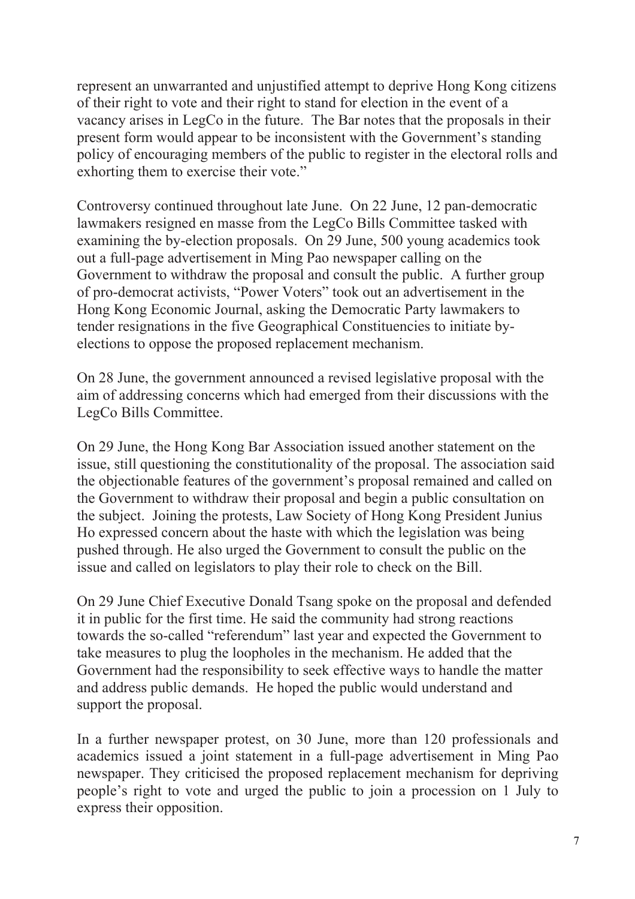represent an unwarranted and unjustified attempt to deprive Hong Kong citizens of their right to vote and their right to stand for election in the event of a vacancy arises in LegCo in the future. The Bar notes that the proposals in their present form would appear to be inconsistent with the Government's standing policy of encouraging members of the public to register in the electoral rolls and exhorting them to exercise their vote."

Controversy continued throughout late June. On 22 June, 12 pan-democratic lawmakers resigned en masse from the LegCo Bills Committee tasked with examining the by-election proposals. On 29 June, 500 young academics took out a full-page advertisement in Ming Pao newspaper calling on the Government to withdraw the proposal and consult the public. A further group of pro-democrat activists, "Power Voters" took out an advertisement in the Hong Kong Economic Journal, asking the Democratic Party lawmakers to tender resignations in the five Geographical Constituencies to initiate by-elections to oppose the proposed replacement mechanism.

On 28 June, the government announced a revised legislative proposal with the aim of addressing concerns which had emerged from their discussions with the LegCo Bills Committee.

On 29 June, the Hong Kong Bar Association issued another statement on the issue, still questioning the constitutionality of the proposal. The association said the objectionable features of the government's proposal remained and called on the Government to withdraw their proposal and begin a public consultation on the subject. Joining the protests, Law Society of Hong Kong President Junius Ho expressed concern about the haste with which the legislation was being pushed through. He also urged the Government to consult the public on the issue and called on legislators to play their role to check on the Bill.

On 29 June Chief Executive Donald Tsang spoke on the proposal and defended it in public for the first time. He said the community had strong reactions towards the so-called "referendum" last year and expected the Government to take measures to plug the loopholes in the mechanism. He added that the Government had the responsibility to seek effective ways to handle the matter and address public demands. He hoped the public would understand and support the proposal.

In a further newspaper protest, on 30 June, more than 120 professionals and academics issued a joint statement in a full-page advertisement in Ming Pao newspaper. They criticised the proposed replacement mechanism for depriving people's right to vote and urged the public to join a procession on 1 July to express their opposition.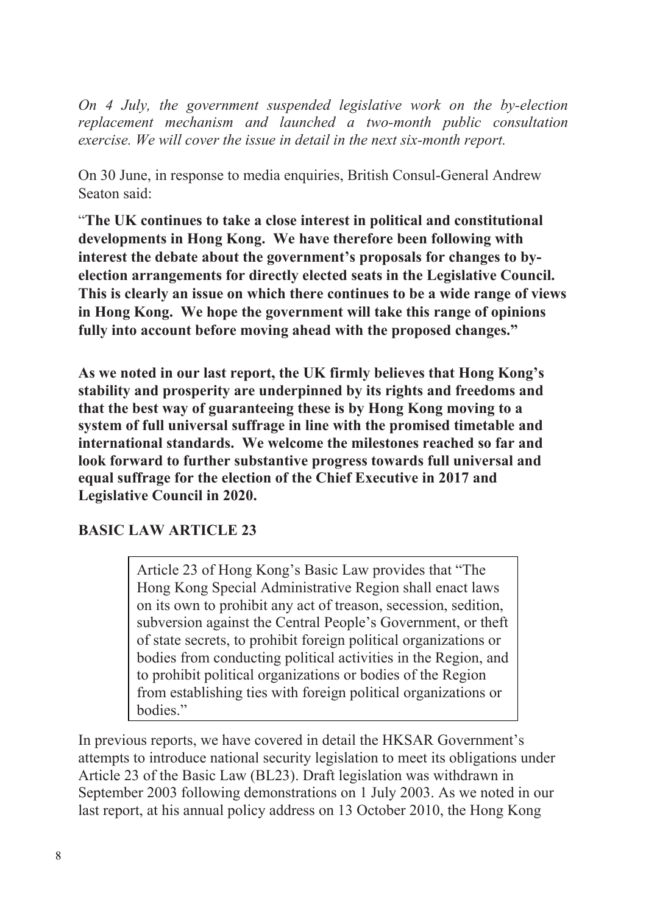*On 4 July, the government suspended legislative work on the by-election replacement mechanism and launched a two-month public consultation exercise. We will cover the issue in detail in the next six-month report.*

On 30 June, in response to media enquiries, British Consul-General Andrew Seaton said:

"**The UK continues to take a close interest in political and constitutional developments in Hong Kong. We have therefore been following with interest the debate about the government's proposals for changes to by-election arrangements for directly elected seats in the Legislative Council. This is clearly an issue on which there continues to be a wide range of views in Hong Kong. We hope the government will take this range of opinions fully into account before moving ahead with the proposed changes."**

**As we noted in our last report, the UK firmly believes that Hong Kong's stability and prosperity are underpinned by its rights and freedoms and that the best way of guaranteeing these is by Hong Kong moving to a system of full universal suffrage in line with the promised timetable and international standards. We welcome the milestones reached so far and look forward to further substantive progress towards full universal and equal suffrage for the election of the Chief Executive in 2017 and Legislative Council in 2020.**

## BASIC LAW ARTICLE 23

> Article 23 of Hong Kong's Basic Law provides that "The Hong Kong Special Administrative Region shall enact laws on its own to prohibit any act of treason, secession, sedition, subversion against the Central People's Government, or theft of state secrets, to prohibit foreign political organizations or bodies from conducting political activities in the Region, and to prohibit political organizations or bodies of the Region from establishing ties with foreign political organizations or bodies."

In previous reports, we have covered in detail the HKSAR Government's attempts to introduce national security legislation to meet its obligations under Article 23 of the Basic Law (BL23). Draft legislation was withdrawn in September 2003 following demonstrations on 1 July 2003. As we noted in our last report, at his annual policy address on 13 October 2010, the Hong Kong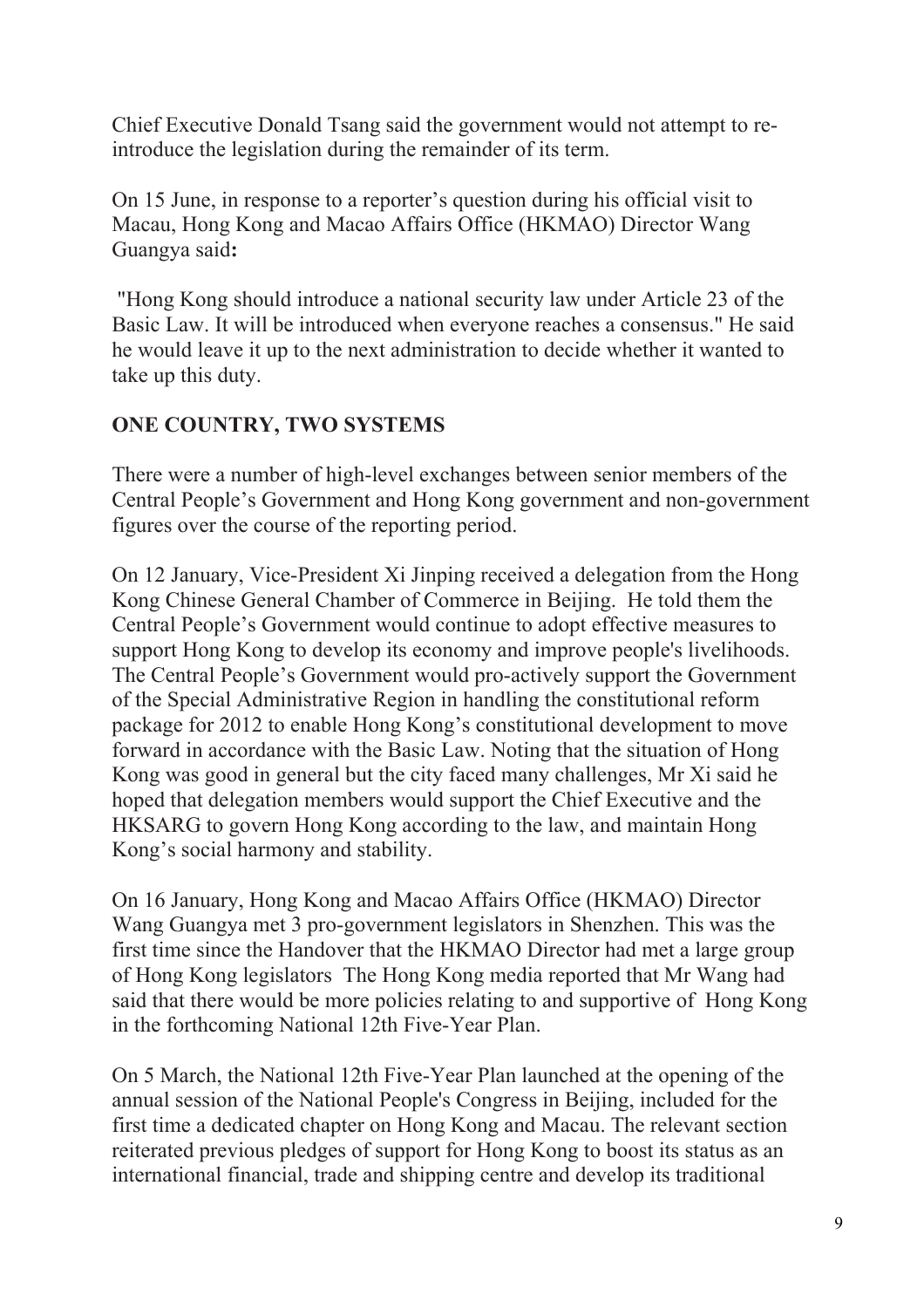Chief Executive Donald Tsang said the government would not attempt to re-introduce the legislation during the remainder of its term.

On 15 June, in response to a reporter's question during his official visit to Macau, Hong Kong and Macao Affairs Office (HKMAO) Director Wang Guangya said**:**

"Hong Kong should introduce a national security law under Article 23 of the Basic Law. It will be introduced when everyone reaches a consensus." He said he would leave it up to the next administration to decide whether it wanted to take up this duty.

## ONE COUNTRY, TWO SYSTEMS

There were a number of high-level exchanges between senior members of the Central People's Government and Hong Kong government and non-government figures over the course of the reporting period.

On 12 January, Vice-President Xi Jinping received a delegation from the Hong Kong Chinese General Chamber of Commerce in Beijing. He told them the Central People's Government would continue to adopt effective measures to support Hong Kong to develop its economy and improve people's livelihoods. The Central People's Government would pro-actively support the Government of the Special Administrative Region in handling the constitutional reform package for 2012 to enable Hong Kong's constitutional development to move forward in accordance with the Basic Law. Noting that the situation of Hong Kong was good in general but the city faced many challenges, Mr Xi said he hoped that delegation members would support the Chief Executive and the HKSARG to govern Hong Kong according to the law, and maintain Hong Kong's social harmony and stability.

On 16 January, Hong Kong and Macao Affairs Office (HKMAO) Director Wang Guangya met 3 pro-government legislators in Shenzhen. This was the first time since the Handover that the HKMAO Director had met a large group of Hong Kong legislators The Hong Kong media reported that Mr Wang had said that there would be more policies relating to and supportive of Hong Kong in the forthcoming National 12th Five-Year Plan.

On 5 March, the National 12th Five-Year Plan launched at the opening of the annual session of the National People's Congress in Beijing, included for the first time a dedicated chapter on Hong Kong and Macau. The relevant section reiterated previous pledges of support for Hong Kong to boost its status as an international financial, trade and shipping centre and develop its traditional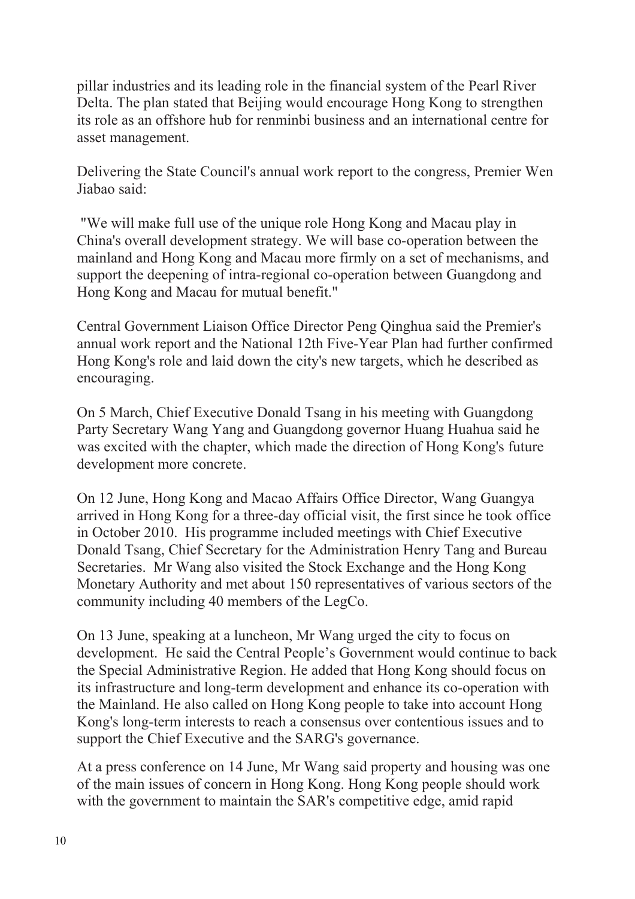pillar industries and its leading role in the financial system of the Pearl River Delta. The plan stated that Beijing would encourage Hong Kong to strengthen its role as an offshore hub for renminbi business and an international centre for asset management.

Delivering the State Council's annual work report to the congress, Premier Wen Jiabao said:

"We will make full use of the unique role Hong Kong and Macau play in China's overall development strategy. We will base co-operation between the mainland and Hong Kong and Macau more firmly on a set of mechanisms, and support the deepening of intra-regional co-operation between Guangdong and Hong Kong and Macau for mutual benefit."

Central Government Liaison Office Director Peng Qinghua said the Premier's annual work report and the National 12th Five-Year Plan had further confirmed Hong Kong's role and laid down the city's new targets, which he described as encouraging.

On 5 March, Chief Executive Donald Tsang in his meeting with Guangdong Party Secretary Wang Yang and Guangdong governor Huang Huahua said he was excited with the chapter, which made the direction of Hong Kong's future development more concrete.

On 12 June, Hong Kong and Macao Affairs Office Director, Wang Guangya arrived in Hong Kong for a three-day official visit, the first since he took office in October 2010. His programme included meetings with Chief Executive Donald Tsang, Chief Secretary for the Administration Henry Tang and Bureau Secretaries. Mr Wang also visited the Stock Exchange and the Hong Kong Monetary Authority and met about 150 representatives of various sectors of the community including 40 members of the LegCo.

On 13 June, speaking at a luncheon, Mr Wang urged the city to focus on development. He said the Central People's Government would continue to back the Special Administrative Region. He added that Hong Kong should focus on its infrastructure and long-term development and enhance its co-operation with the Mainland. He also called on Hong Kong people to take into account Hong Kong's long-term interests to reach a consensus over contentious issues and to support the Chief Executive and the SARG's governance.

At a press conference on 14 June, Mr Wang said property and housing was one of the main issues of concern in Hong Kong. Hong Kong people should work with the government to maintain the SAR's competitive edge, amid rapid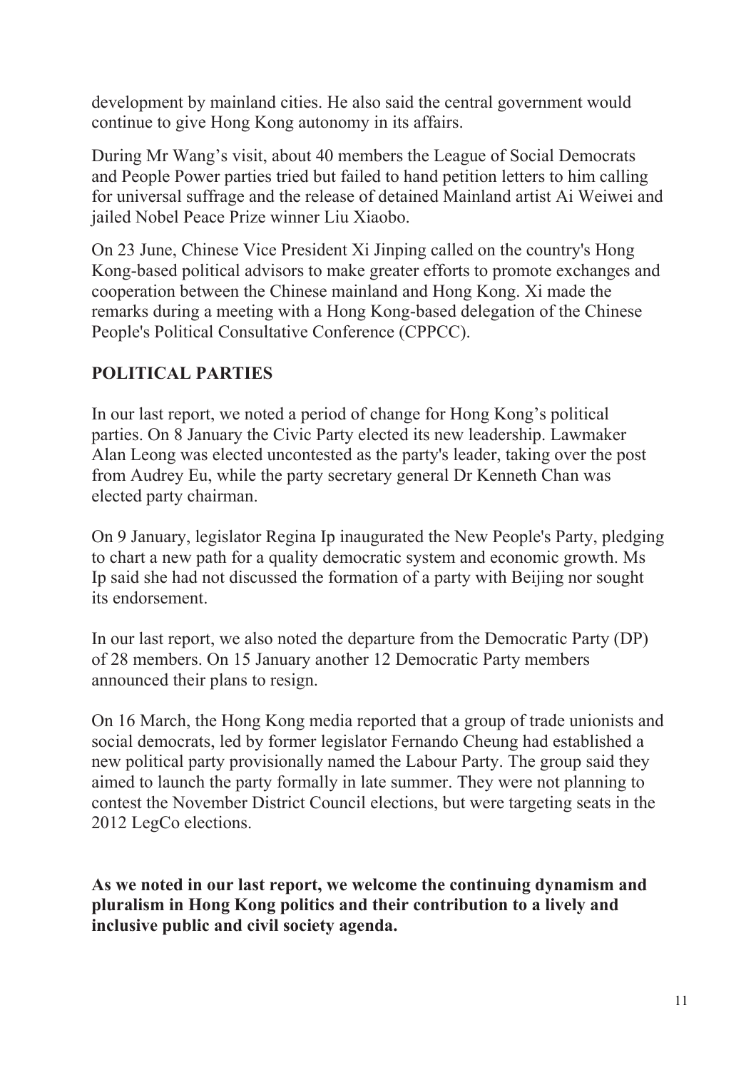development by mainland cities. He also said the central government would continue to give Hong Kong autonomy in its affairs.

During Mr Wang's visit, about 40 members the League of Social Democrats and People Power parties tried but failed to hand petition letters to him calling for universal suffrage and the release of detained Mainland artist Ai Weiwei and jailed Nobel Peace Prize winner Liu Xiaobo.

On 23 June, Chinese Vice President Xi Jinping called on the country's Hong Kong-based political advisors to make greater efforts to promote exchanges and cooperation between the Chinese mainland and Hong Kong. Xi made the remarks during a meeting with a Hong Kong-based delegation of the Chinese People's Political Consultative Conference (CPPCC).

## POLITICAL PARTIES

In our last report, we noted a period of change for Hong Kong's political parties. On 8 January the Civic Party elected its new leadership. Lawmaker Alan Leong was elected uncontested as the party's leader, taking over the post from Audrey Eu, while the party secretary general Dr Kenneth Chan was elected party chairman.

On 9 January, legislator Regina Ip inaugurated the New People's Party, pledging to chart a new path for a quality democratic system and economic growth. Ms Ip said she had not discussed the formation of a party with Beijing nor sought its endorsement.

In our last report, we also noted the departure from the Democratic Party (DP) of 28 members. On 15 January another 12 Democratic Party members announced their plans to resign.

On 16 March, the Hong Kong media reported that a group of trade unionists and social democrats, led by former legislator Fernando Cheung had established a new political party provisionally named the Labour Party. The group said they aimed to launch the party formally in late summer. They were not planning to contest the November District Council elections, but were targeting seats in the 2012 LegCo elections.

**As we noted in our last report, we welcome the continuing dynamism and pluralism in Hong Kong politics and their contribution to a lively and inclusive public and civil society agenda.**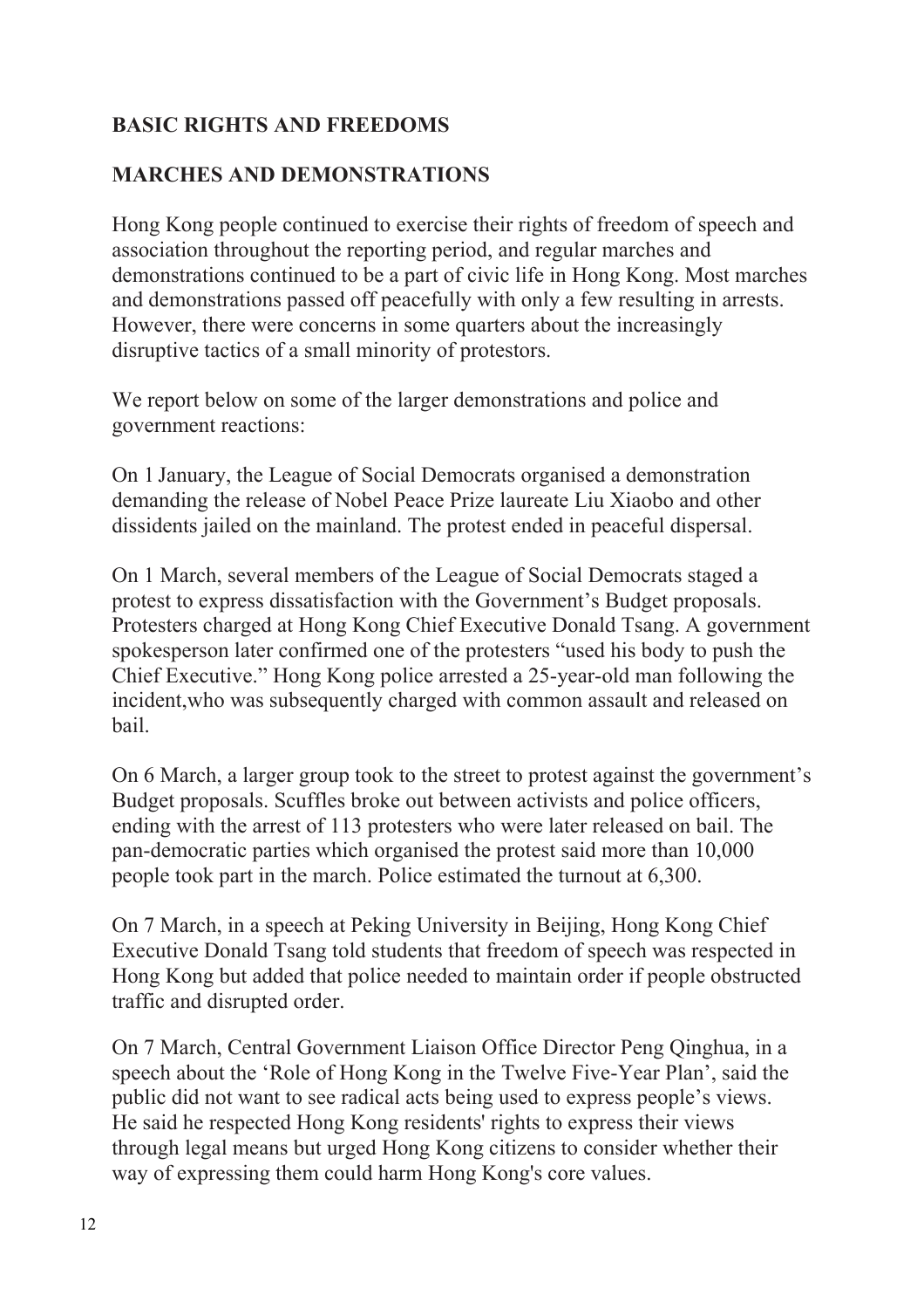## BASIC RIGHTS AND FREEDOMS

### MARCHES AND DEMONSTRATIONS

Hong Kong people continued to exercise their rights of freedom of speech and association throughout the reporting period, and regular marches and demonstrations continued to be a part of civic life in Hong Kong. Most marches and demonstrations passed off peacefully with only a few resulting in arrests. However, there were concerns in some quarters about the increasingly disruptive tactics of a small minority of protestors.

We report below on some of the larger demonstrations and police and government reactions:

On 1 January, the League of Social Democrats organised a demonstration demanding the release of Nobel Peace Prize laureate Liu Xiaobo and other dissidents jailed on the mainland. The protest ended in peaceful dispersal.

On 1 March, several members of the League of Social Democrats staged a protest to express dissatisfaction with the Government's Budget proposals. Protesters charged at Hong Kong Chief Executive Donald Tsang. A government spokesperson later confirmed one of the protesters "used his body to push the Chief Executive." Hong Kong police arrested a 25-year-old man following the incident,who was subsequently charged with common assault and released on bail.

On 6 March, a larger group took to the street to protest against the government's Budget proposals. Scuffles broke out between activists and police officers, ending with the arrest of 113 protesters who were later released on bail. The pan-democratic parties which organised the protest said more than 10,000 people took part in the march. Police estimated the turnout at 6,300.

On 7 March, in a speech at Peking University in Beijing, Hong Kong Chief Executive Donald Tsang told students that freedom of speech was respected in Hong Kong but added that police needed to maintain order if people obstructed traffic and disrupted order.

On 7 March, Central Government Liaison Office Director Peng Qinghua, in a speech about the 'Role of Hong Kong in the Twelve Five-Year Plan', said the public did not want to see radical acts being used to express people's views. He said he respected Hong Kong residents' rights to express their views through legal means but urged Hong Kong citizens to consider whether their way of expressing them could harm Hong Kong's core values.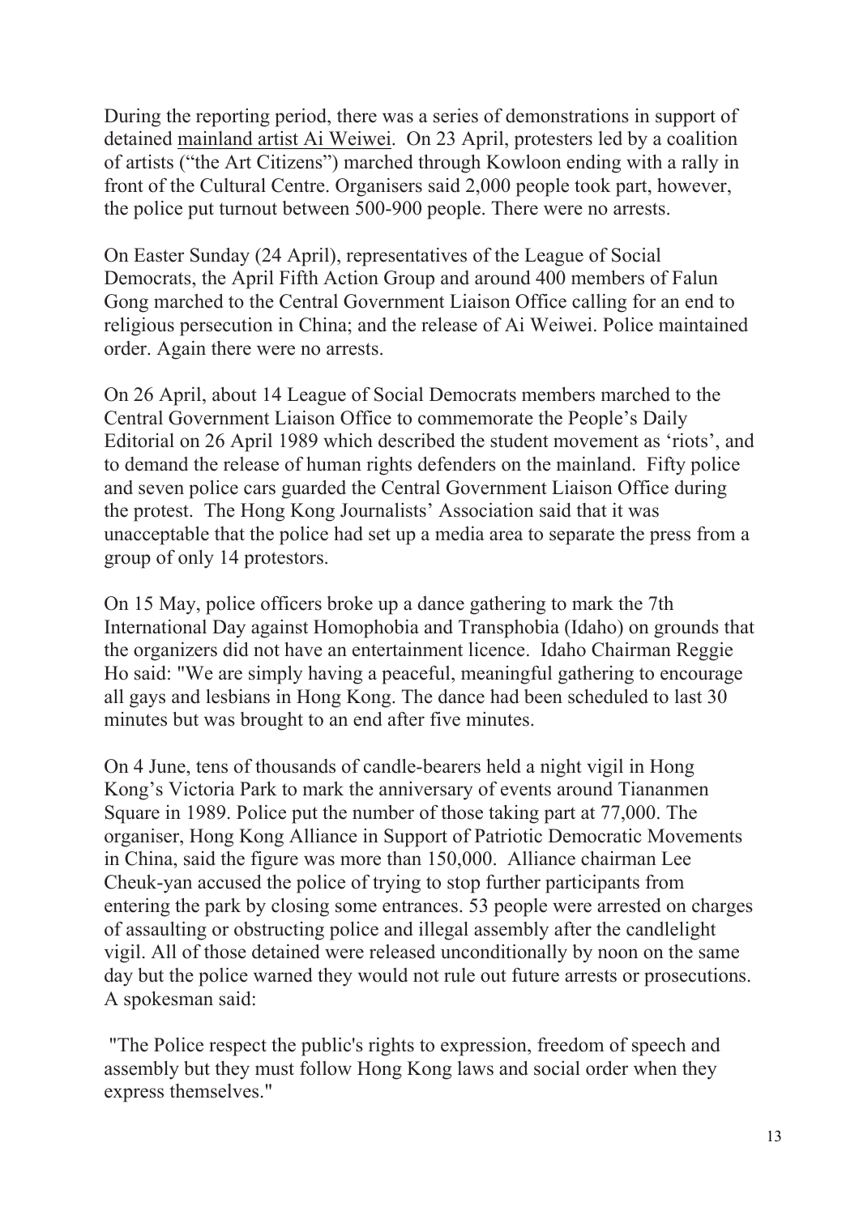During the reporting period, there was a series of demonstrations in support of detained mainland artist Ai Weiwei. On 23 April, protesters led by a coalition of artists ("the Art Citizens") marched through Kowloon ending with a rally in front of the Cultural Centre. Organisers said 2,000 people took part, however, the police put turnout between 500-900 people. There were no arrests.

On Easter Sunday (24 April), representatives of the League of Social Democrats, the April Fifth Action Group and around 400 members of Falun Gong marched to the Central Government Liaison Office calling for an end to religious persecution in China; and the release of Ai Weiwei. Police maintained order. Again there were no arrests.

On 26 April, about 14 League of Social Democrats members marched to the Central Government Liaison Office to commemorate the People's Daily Editorial on 26 April 1989 which described the student movement as 'riots', and to demand the release of human rights defenders on the mainland. Fifty police and seven police cars guarded the Central Government Liaison Office during the protest. The Hong Kong Journalists' Association said that it was unacceptable that the police had set up a media area to separate the press from a group of only 14 protestors.

On 15 May, police officers broke up a dance gathering to mark the 7th International Day against Homophobia and Transphobia (Idaho) on grounds that the organizers did not have an entertainment licence. Idaho Chairman Reggie Ho said: "We are simply having a peaceful, meaningful gathering to encourage all gays and lesbians in Hong Kong. The dance had been scheduled to last 30 minutes but was brought to an end after five minutes.

On 4 June, tens of thousands of candle-bearers held a night vigil in Hong Kong's Victoria Park to mark the anniversary of events around Tiananmen Square in 1989. Police put the number of those taking part at 77,000. The organiser, Hong Kong Alliance in Support of Patriotic Democratic Movements in China, said the figure was more than 150,000. Alliance chairman Lee Cheuk-yan accused the police of trying to stop further participants from entering the park by closing some entrances. 53 people were arrested on charges of assaulting or obstructing police and illegal assembly after the candlelight vigil. All of those detained were released unconditionally by noon on the same day but the police warned they would not rule out future arrests or prosecutions. A spokesman said:

"The Police respect the public's rights to expression, freedom of speech and assembly but they must follow Hong Kong laws and social order when they express themselves."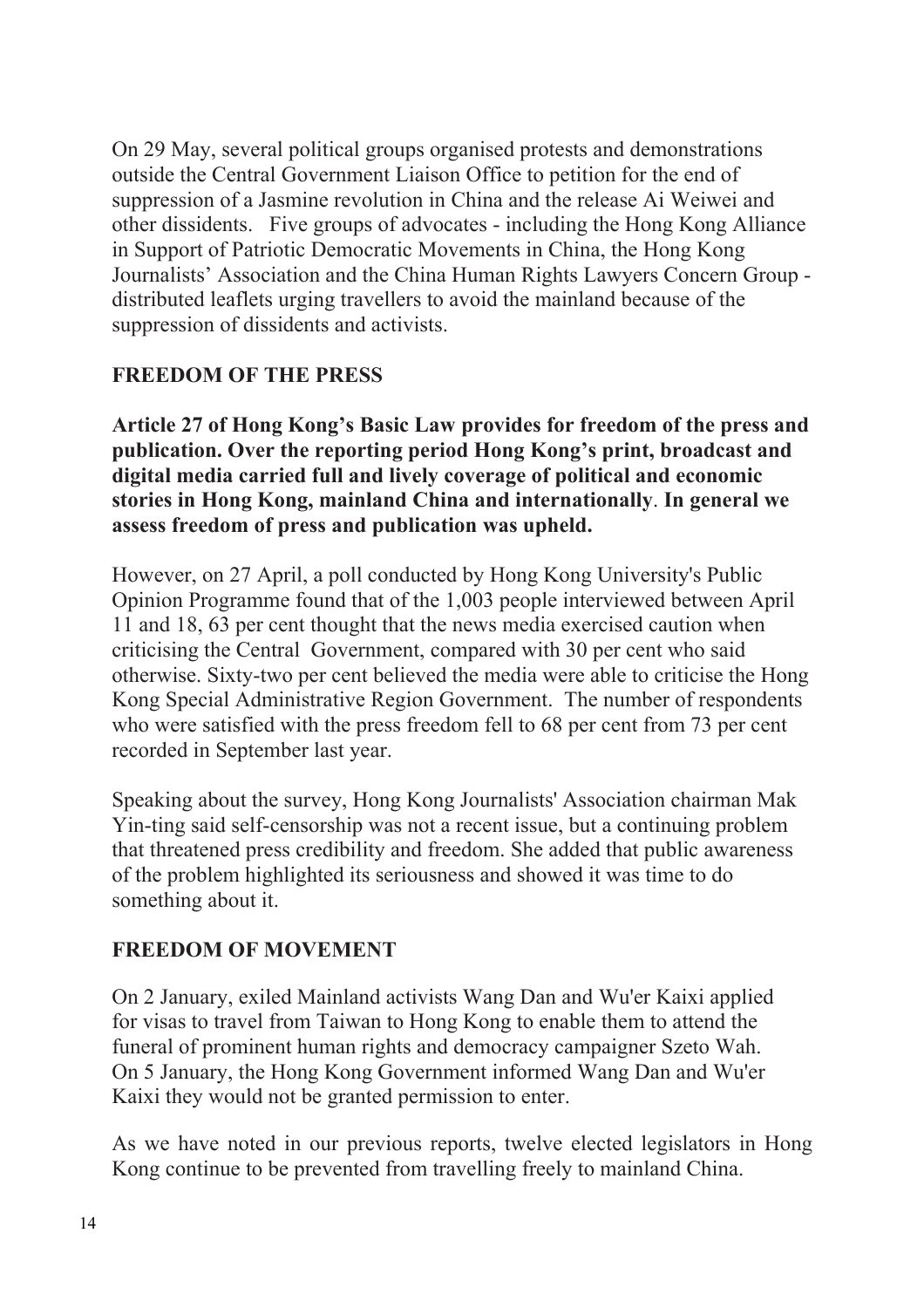On 29 May, several political groups organised protests and demonstrations outside the Central Government Liaison Office to petition for the end of suppression of a Jasmine revolution in China and the release Ai Weiwei and other dissidents. Five groups of advocates - including the Hong Kong Alliance in Support of Patriotic Democratic Movements in China, the Hong Kong Journalists' Association and the China Human Rights Lawyers Concern Group - distributed leaflets urging travellers to avoid the mainland because of the suppression of dissidents and activists.

## FREEDOM OF THE PRESS

**Article 27 of Hong Kong's Basic Law provides for freedom of the press and publication. Over the reporting period Hong Kong's print, broadcast and digital media carried full and lively coverage of political and economic stories in Hong Kong, mainland China and internationally**. **In general we assess freedom of press and publication was upheld.**

However, on 27 April, a poll conducted by Hong Kong University's Public Opinion Programme found that of the 1,003 people interviewed between April 11 and 18, 63 per cent thought that the news media exercised caution when criticising the Central Government, compared with 30 per cent who said otherwise. Sixty-two per cent believed the media were able to criticise the Hong Kong Special Administrative Region Government. The number of respondents who were satisfied with the press freedom fell to 68 per cent from 73 per cent recorded in September last year.

Speaking about the survey, Hong Kong Journalists' Association chairman Mak Yin-ting said self-censorship was not a recent issue, but a continuing problem that threatened press credibility and freedom. She added that public awareness of the problem highlighted its seriousness and showed it was time to do something about it.

## FREEDOM OF MOVEMENT

On 2 January, exiled Mainland activists Wang Dan and Wu'er Kaixi applied for visas to travel from Taiwan to Hong Kong to enable them to attend the funeral of prominent human rights and democracy campaigner Szeto Wah. On 5 January, the Hong Kong Government informed Wang Dan and Wu'er Kaixi they would not be granted permission to enter.

As we have noted in our previous reports, twelve elected legislators in Hong Kong continue to be prevented from travelling freely to mainland China.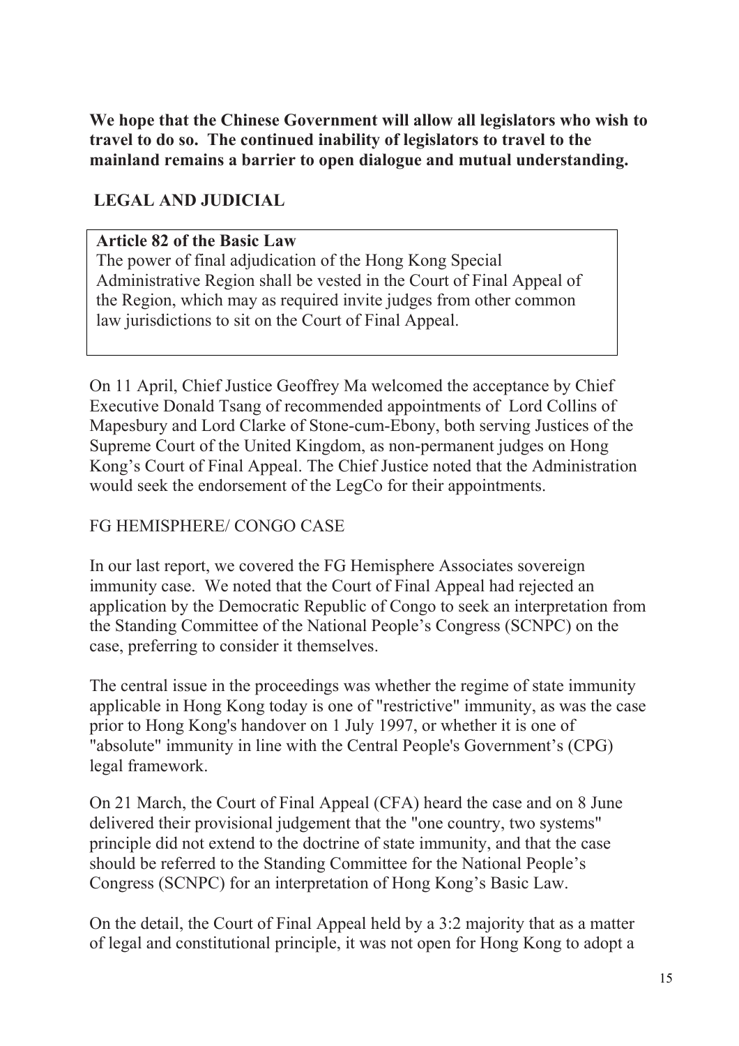**We hope that the Chinese Government will allow all legislators who wish to travel to do so. The continued inability of legislators to travel to the mainland remains a barrier to open dialogue and mutual understanding.**

## LEGAL AND JUDICIAL

> **Article 82 of the Basic Law**
> The power of final adjudication of the Hong Kong Special Administrative Region shall be vested in the Court of Final Appeal of the Region, which may as required invite judges from other common law jurisdictions to sit on the Court of Final Appeal.

On 11 April, Chief Justice Geoffrey Ma welcomed the acceptance by Chief Executive Donald Tsang of recommended appointments of Lord Collins of Mapesbury and Lord Clarke of Stone-cum-Ebony, both serving Justices of the Supreme Court of the United Kingdom, as non-permanent judges on Hong Kong's Court of Final Appeal. The Chief Justice noted that the Administration would seek the endorsement of the LegCo for their appointments.

### FG HEMISPHERE/ CONGO CASE

In our last report, we covered the FG Hemisphere Associates sovereign immunity case. We noted that the Court of Final Appeal had rejected an application by the Democratic Republic of Congo to seek an interpretation from the Standing Committee of the National People's Congress (SCNPC) on the case, preferring to consider it themselves.

The central issue in the proceedings was whether the regime of state immunity applicable in Hong Kong today is one of "restrictive" immunity, as was the case prior to Hong Kong's handover on 1 July 1997, or whether it is one of "absolute" immunity in line with the Central People's Government's (CPG) legal framework.

On 21 March, the Court of Final Appeal (CFA) heard the case and on 8 June delivered their provisional judgement that the "one country, two systems" principle did not extend to the doctrine of state immunity, and that the case should be referred to the Standing Committee for the National People's Congress (SCNPC) for an interpretation of Hong Kong's Basic Law.

On the detail, the Court of Final Appeal held by a 3:2 majority that as a matter of legal and constitutional principle, it was not open for Hong Kong to adopt a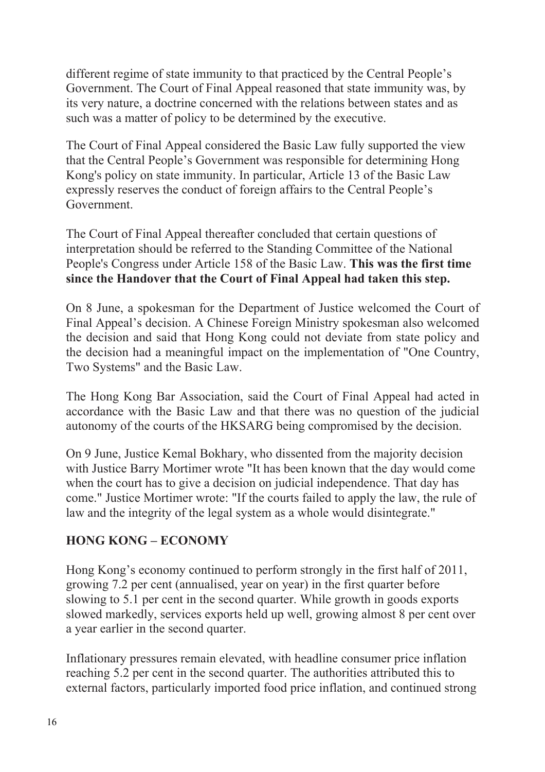different regime of state immunity to that practiced by the Central People's Government. The Court of Final Appeal reasoned that state immunity was, by its very nature, a doctrine concerned with the relations between states and as such was a matter of policy to be determined by the executive.

The Court of Final Appeal considered the Basic Law fully supported the view that the Central People's Government was responsible for determining Hong Kong's policy on state immunity. In particular, Article 13 of the Basic Law expressly reserves the conduct of foreign affairs to the Central People's Government.

The Court of Final Appeal thereafter concluded that certain questions of interpretation should be referred to the Standing Committee of the National People's Congress under Article 158 of the Basic Law. **This was the first time since the Handover that the Court of Final Appeal had taken this step.**

On 8 June, a spokesman for the Department of Justice welcomed the Court of Final Appeal's decision. A Chinese Foreign Ministry spokesman also welcomed the decision and said that Hong Kong could not deviate from state policy and the decision had a meaningful impact on the implementation of "One Country, Two Systems" and the Basic Law.

The Hong Kong Bar Association, said the Court of Final Appeal had acted in accordance with the Basic Law and that there was no question of the judicial autonomy of the courts of the HKSARG being compromised by the decision.

On 9 June, Justice Kemal Bokhary, who dissented from the majority decision with Justice Barry Mortimer wrote "It has been known that the day would come when the court has to give a decision on judicial independence. That day has come." Justice Mortimer wrote: "If the courts failed to apply the law, the rule of law and the integrity of the legal system as a whole would disintegrate."

## HONG KONG – ECONOMY

Hong Kong's economy continued to perform strongly in the first half of 2011, growing 7.2 per cent (annualised, year on year) in the first quarter before slowing to 5.1 per cent in the second quarter. While growth in goods exports slowed markedly, services exports held up well, growing almost 8 per cent over a year earlier in the second quarter.

Inflationary pressures remain elevated, with headline consumer price inflation reaching 5.2 per cent in the second quarter. The authorities attributed this to external factors, particularly imported food price inflation, and continued strong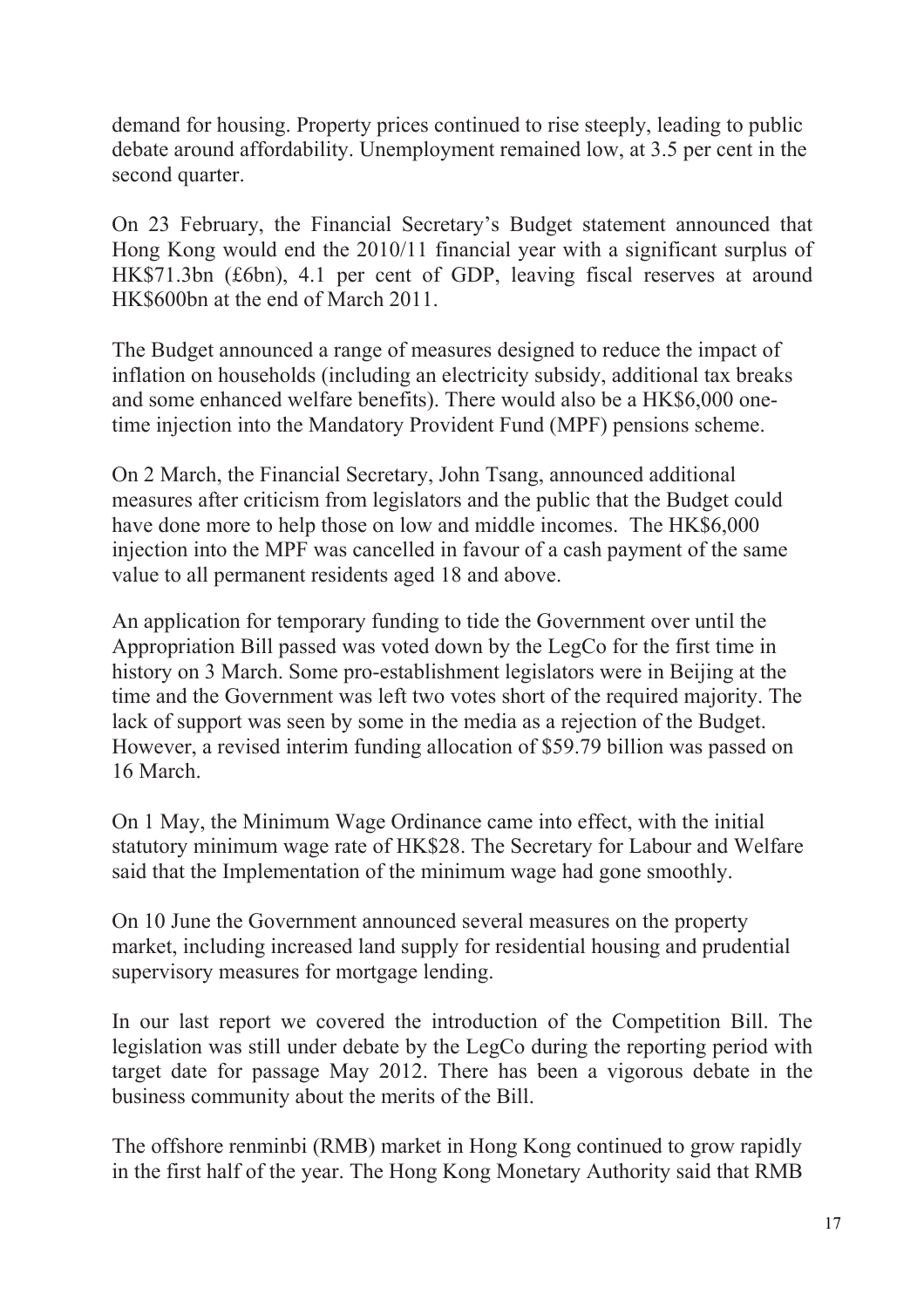demand for housing. Property prices continued to rise steeply, leading to public debate around affordability. Unemployment remained low, at 3.5 per cent in the second quarter.

On 23 February, the Financial Secretary's Budget statement announced that Hong Kong would end the 2010/11 financial year with a significant surplus of HK$71.3bn (£6bn), 4.1 per cent of GDP, leaving fiscal reserves at around HK$600bn at the end of March 2011.

The Budget announced a range of measures designed to reduce the impact of inflation on households (including an electricity subsidy, additional tax breaks and some enhanced welfare benefits). There would also be a HK$6,000 one-time injection into the Mandatory Provident Fund (MPF) pensions scheme.

On 2 March, the Financial Secretary, John Tsang, announced additional measures after criticism from legislators and the public that the Budget could have done more to help those on low and middle incomes. The HK$6,000 injection into the MPF was cancelled in favour of a cash payment of the same value to all permanent residents aged 18 and above.

An application for temporary funding to tide the Government over until the Appropriation Bill passed was voted down by the LegCo for the first time in history on 3 March. Some pro-establishment legislators were in Beijing at the time and the Government was left two votes short of the required majority. The lack of support was seen by some in the media as a rejection of the Budget. However, a revised interim funding allocation of $59.79 billion was passed on 16 March.

On 1 May, the Minimum Wage Ordinance came into effect, with the initial statutory minimum wage rate of HK$28. The Secretary for Labour and Welfare said that the Implementation of the minimum wage had gone smoothly.

On 10 June the Government announced several measures on the property market, including increased land supply for residential housing and prudential supervisory measures for mortgage lending.

In our last report we covered the introduction of the Competition Bill. The legislation was still under debate by the LegCo during the reporting period with target date for passage May 2012. There has been a vigorous debate in the business community about the merits of the Bill.

The offshore renminbi (RMB) market in Hong Kong continued to grow rapidly in the first half of the year. The Hong Kong Monetary Authority said that RMB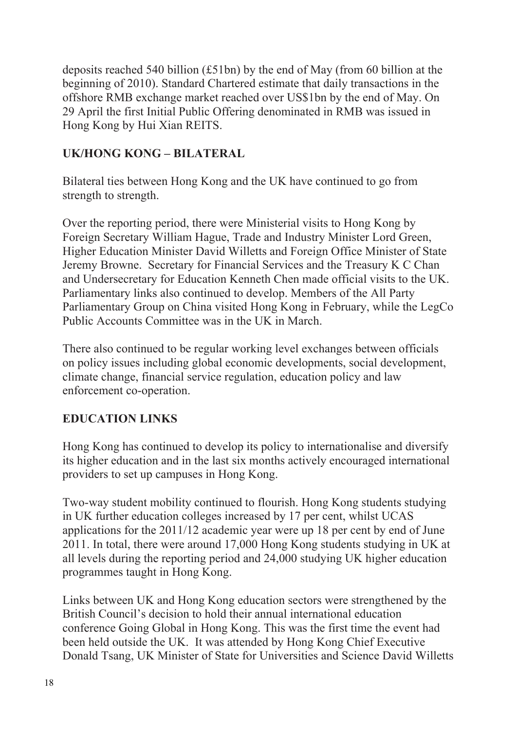deposits reached 540 billion (£51bn) by the end of May (from 60 billion at the beginning of 2010). Standard Chartered estimate that daily transactions in the offshore RMB exchange market reached over US$1bn by the end of May. On 29 April the first Initial Public Offering denominated in RMB was issued in Hong Kong by Hui Xian REITS.

## UK/HONG KONG – BILATERAL

Bilateral ties between Hong Kong and the UK have continued to go from strength to strength.

Over the reporting period, there were Ministerial visits to Hong Kong by Foreign Secretary William Hague, Trade and Industry Minister Lord Green, Higher Education Minister David Willetts and Foreign Office Minister of State Jeremy Browne. Secretary for Financial Services and the Treasury K C Chan and Undersecretary for Education Kenneth Chen made official visits to the UK. Parliamentary links also continued to develop. Members of the All Party Parliamentary Group on China visited Hong Kong in February, while the LegCo Public Accounts Committee was in the UK in March.

There also continued to be regular working level exchanges between officials on policy issues including global economic developments, social development, climate change, financial service regulation, education policy and law enforcement co-operation.

## EDUCATION LINKS

Hong Kong has continued to develop its policy to internationalise and diversify its higher education and in the last six months actively encouraged international providers to set up campuses in Hong Kong.

Two-way student mobility continued to flourish. Hong Kong students studying in UK further education colleges increased by 17 per cent, whilst UCAS applications for the 2011/12 academic year were up 18 per cent by end of June 2011. In total, there were around 17,000 Hong Kong students studying in UK at all levels during the reporting period and 24,000 studying UK higher education programmes taught in Hong Kong.

Links between UK and Hong Kong education sectors were strengthened by the British Council's decision to hold their annual international education conference Going Global in Hong Kong. This was the first time the event had been held outside the UK. It was attended by Hong Kong Chief Executive Donald Tsang, UK Minister of State for Universities and Science David Willetts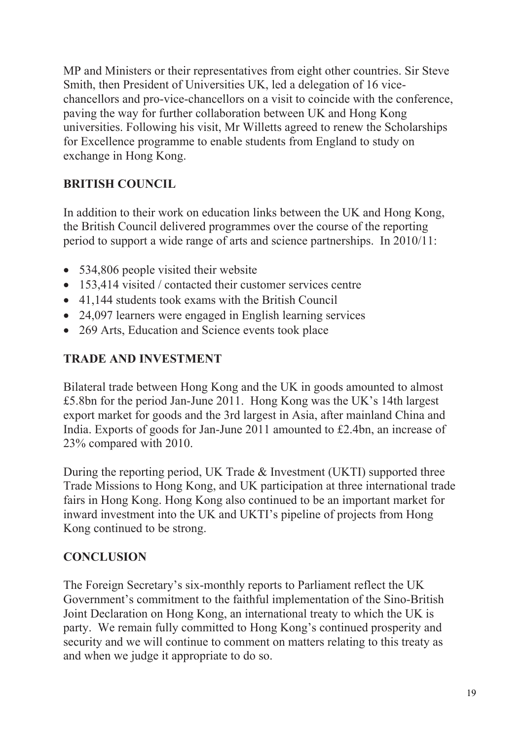MP and Ministers or their representatives from eight other countries. Sir Steve Smith, then President of Universities UK, led a delegation of 16 vice-chancellors and pro-vice-chancellors on a visit to coincide with the conference, paving the way for further collaboration between UK and Hong Kong universities. Following his visit, Mr Willetts agreed to renew the Scholarships for Excellence programme to enable students from England to study on exchange in Hong Kong.

## BRITISH COUNCIL

In addition to their work on education links between the UK and Hong Kong, the British Council delivered programmes over the course of the reporting period to support a wide range of arts and science partnerships. In 2010/11:

- 534,806 people visited their website
- 153,414 visited / contacted their customer services centre
- 41,144 students took exams with the British Council
- 24,097 learners were engaged in English learning services
- 269 Arts, Education and Science events took place

## TRADE AND INVESTMENT

Bilateral trade between Hong Kong and the UK in goods amounted to almost £5.8bn for the period Jan-June 2011. Hong Kong was the UK's 14th largest export market for goods and the 3rd largest in Asia, after mainland China and India. Exports of goods for Jan-June 2011 amounted to £2.4bn, an increase of 23% compared with 2010.

During the reporting period, UK Trade & Investment (UKTI) supported three Trade Missions to Hong Kong, and UK participation at three international trade fairs in Hong Kong. Hong Kong also continued to be an important market for inward investment into the UK and UKTI's pipeline of projects from Hong Kong continued to be strong.

## CONCLUSION

The Foreign Secretary's six-monthly reports to Parliament reflect the UK Government's commitment to the faithful implementation of the Sino-British Joint Declaration on Hong Kong, an international treaty to which the UK is party. We remain fully committed to Hong Kong's continued prosperity and security and we will continue to comment on matters relating to this treaty as and when we judge it appropriate to do so.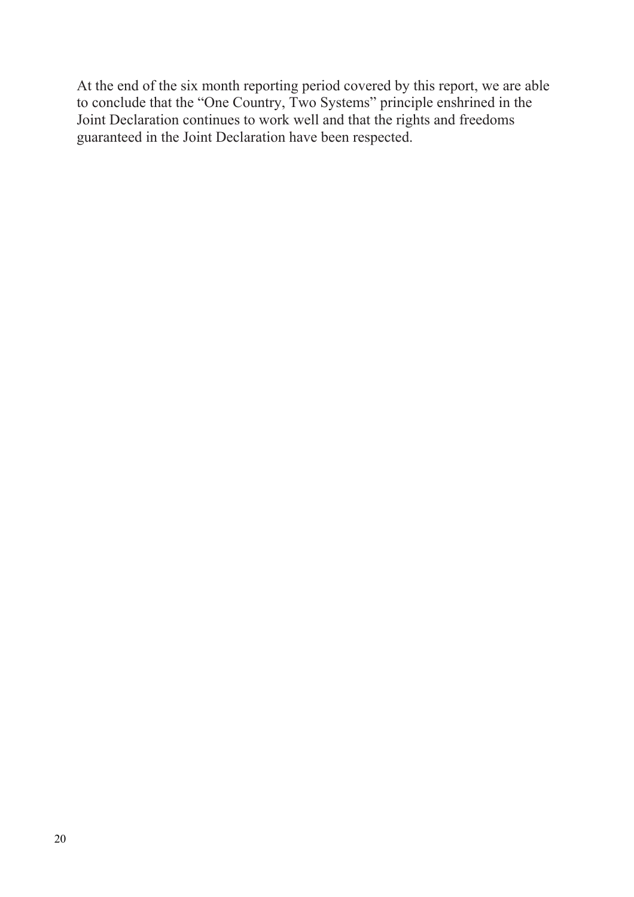At the end of the six month reporting period covered by this report, we are able to conclude that the "One Country, Two Systems" principle enshrined in the Joint Declaration continues to work well and that the rights and freedoms guaranteed in the Joint Declaration have been respected.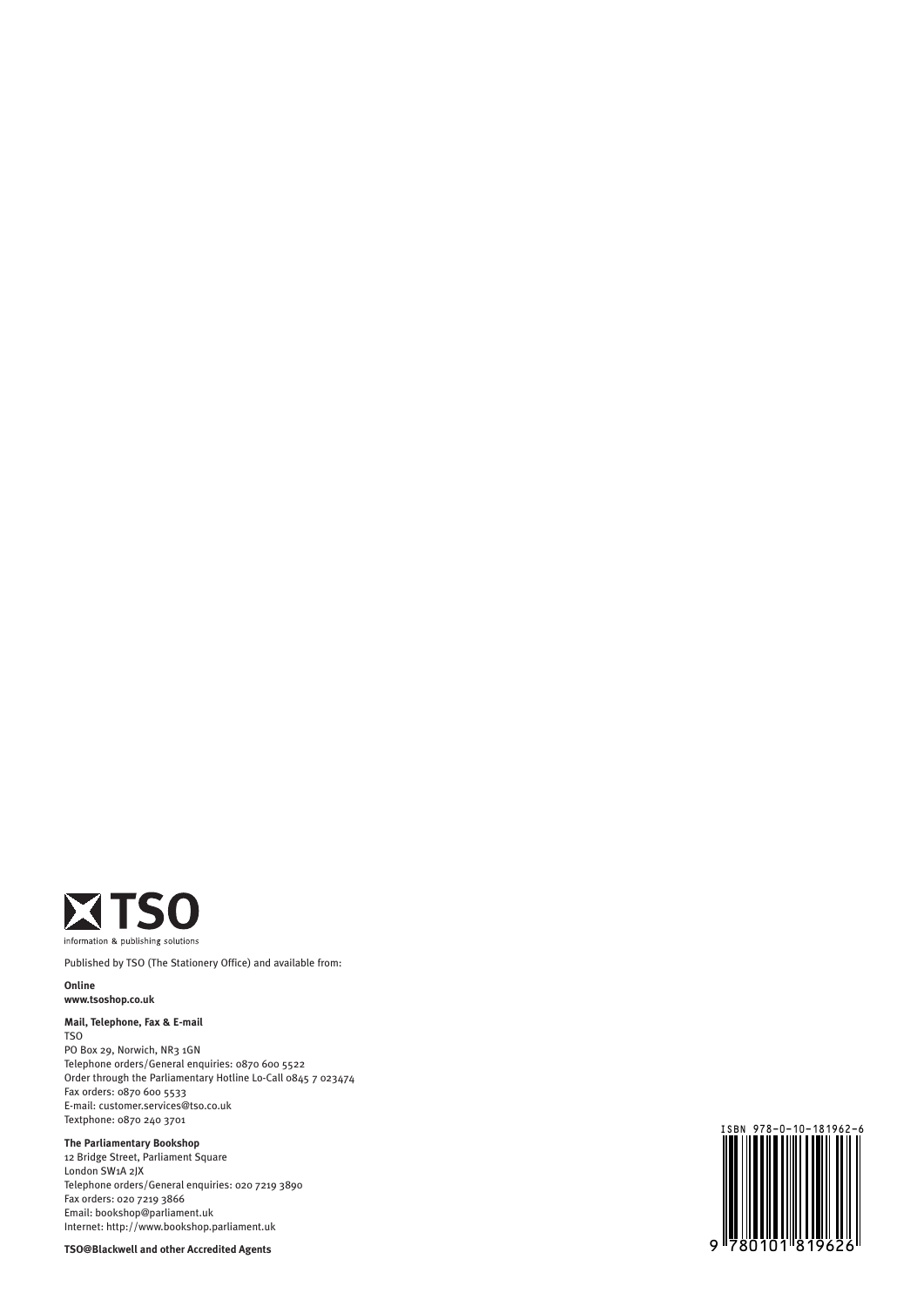TSO

information & publishing solutions

Published by TSO (The Stationery Office) and available from:

**Online**
**www.tsoshop.co.uk**

**Mail, Telephone, Fax & E-mail**
TSO
PO Box 29, Norwich, NR3 1GN
Telephone orders/General enquiries: 0870 600 5522
Order through the Parliamentary Hotline Lo-Call 0845 7 023474
Fax orders: 0870 600 5533
E-mail: customer.services@tso.co.uk
Textphone: 0870 240 3701

**The Parliamentary Bookshop**
12 Bridge Street, Parliament Square
London SW1A 2JX
Telephone orders/General enquiries: 020 7219 3890
Fax orders: 020 7219 3866
Email: bookshop@parliament.uk
Internet: http://www.bookshop.parliament.uk

**TSO@Blackwell and other Accredited Agents**

ISBN 978-0-10-181962-6

9 780101 819626